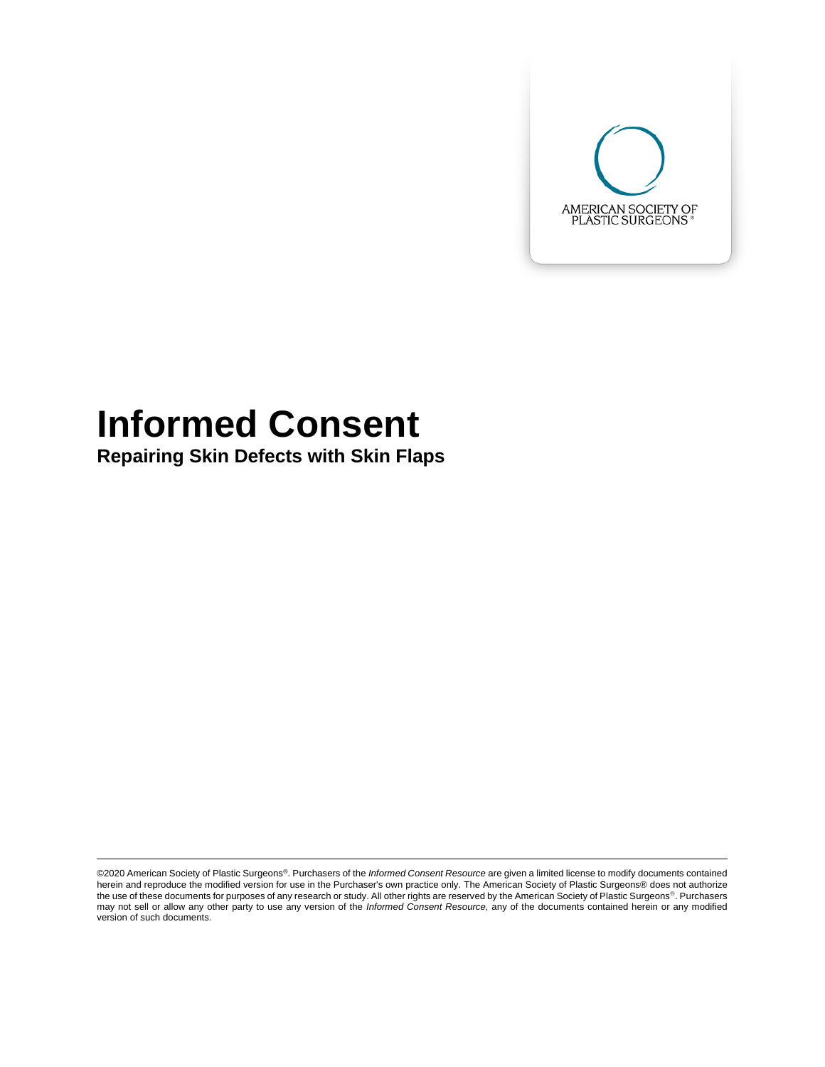AMERICAN SOCIETY OF PLASTIC SURGEONS®

# Informed Consent

## Repairing Skin Defects with Skin Flaps

©2020 American Society of Plastic Surgeons®. Purchasers of the *Informed Consent Resource* are given a limited license to modify documents contained herein and reproduce the modified version for use in the Purchaser's own practice only. The American Society of Plastic Surgeons® does not authorize the use of these documents for purposes of any research or study. All other rights are reserved by the American Society of Plastic Surgeons®. Purchasers may not sell or allow any other party to use any version of the *Informed Consent Resource*, any of the documents contained herein or any modified version of such documents.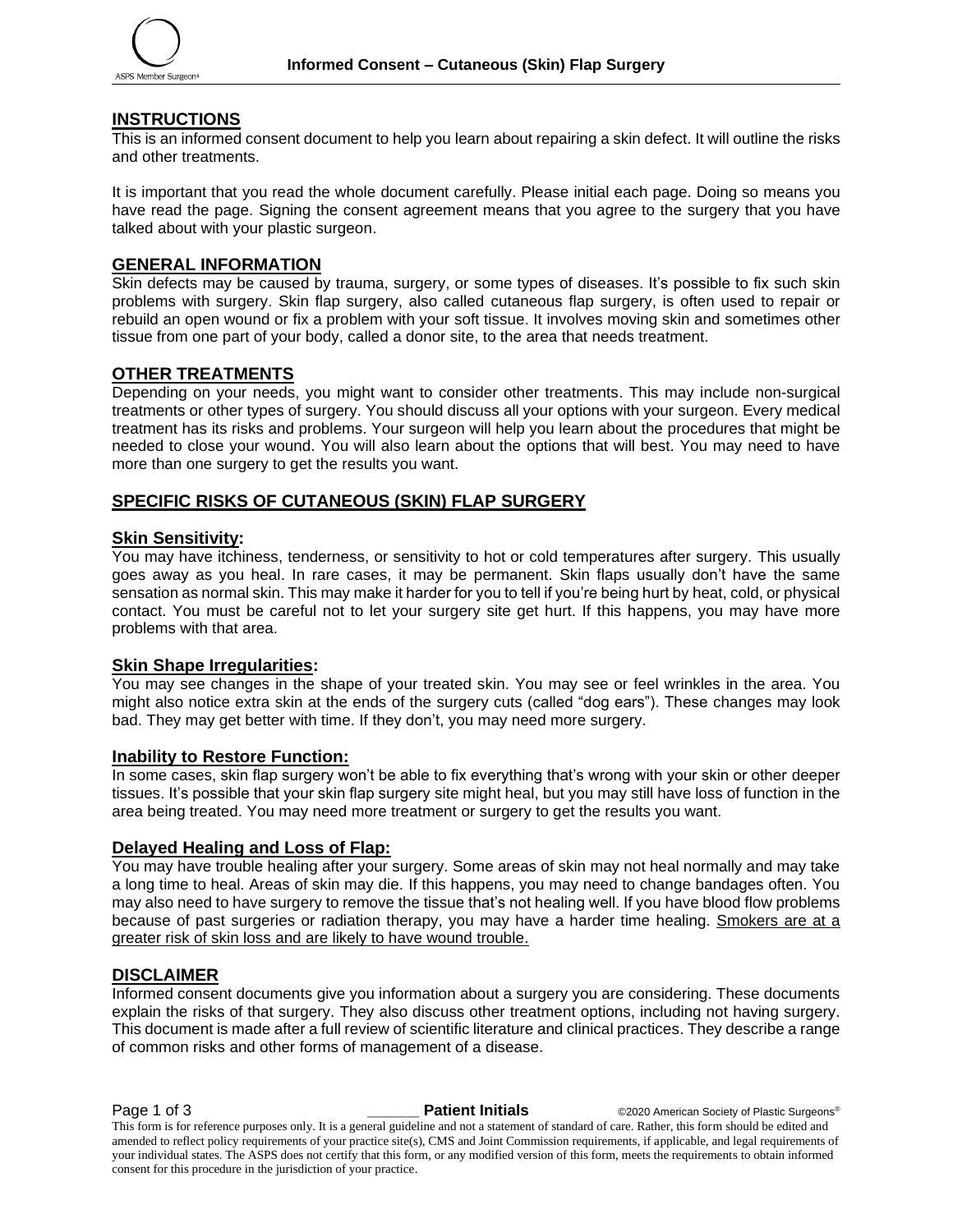## INSTRUCTIONS

This is an informed consent document to help you learn about repairing a skin defect. It will outline the risks and other treatments.

It is important that you read the whole document carefully. Please initial each page. Doing so means you have read the page. Signing the consent agreement means that you agree to the surgery that you have talked about with your plastic surgeon.

## GENERAL INFORMATION

Skin defects may be caused by trauma, surgery, or some types of diseases. It's possible to fix such skin problems with surgery. Skin flap surgery, also called cutaneous flap surgery, is often used to repair or rebuild an open wound or fix a problem with your soft tissue. It involves moving skin and sometimes other tissue from one part of your body, called a donor site, to the area that needs treatment.

## OTHER TREATMENTS

Depending on your needs, you might want to consider other treatments. This may include non-surgical treatments or other types of surgery. You should discuss all your options with your surgeon. Every medical treatment has its risks and problems. Your surgeon will help you learn about the procedures that might be needed to close your wound. You will also learn about the options that will best. You may need to have more than one surgery to get the results you want.

## SPECIFIC RISKS OF CUTANEOUS (SKIN) FLAP SURGERY

### Skin Sensitivity:

You may have itchiness, tenderness, or sensitivity to hot or cold temperatures after surgery. This usually goes away as you heal. In rare cases, it may be permanent. Skin flaps usually don't have the same sensation as normal skin. This may make it harder for you to tell if you're being hurt by heat, cold, or physical contact. You must be careful not to let your surgery site get hurt. If this happens, you may have more problems with that area.

### Skin Shape Irregularities:

You may see changes in the shape of your treated skin. You may see or feel wrinkles in the area. You might also notice extra skin at the ends of the surgery cuts (called "dog ears"). These changes may look bad. They may get better with time. If they don't, you may need more surgery.

### Inability to Restore Function:

In some cases, skin flap surgery won't be able to fix everything that's wrong with your skin or other deeper tissues. It's possible that your skin flap surgery site might heal, but you may still have loss of function in the area being treated. You may need more treatment or surgery to get the results you want.

### Delayed Healing and Loss of Flap:

You may have trouble healing after your surgery. Some areas of skin may not heal normally and may take a long time to heal. Areas of skin may die. If this happens, you may need to change bandages often. You may also need to have surgery to remove the tissue that's not healing well. If you have blood flow problems because of past surgeries or radiation therapy, you may have a harder time healing. Smokers are at a greater risk of skin loss and are likely to have wound trouble.

## DISCLAIMER

Informed consent documents give you information about a surgery you are considering. These documents explain the risks of that surgery. They also discuss other treatment options, including not having surgery. This document is made after a full review of scientific literature and clinical practices. They describe a range of common risks and other forms of management of a disease.

______ **Patient Initials**

This form is for reference purposes only. It is a general guideline and not a statement of standard of care. Rather, this form should be edited and amended to reflect policy requirements of your practice site(s), CMS and Joint Commission requirements, if applicable, and legal requirements of your individual states. The ASPS does not certify that this form, or any modified version of this form, meets the requirements to obtain informed consent for this procedure in the jurisdiction of your practice.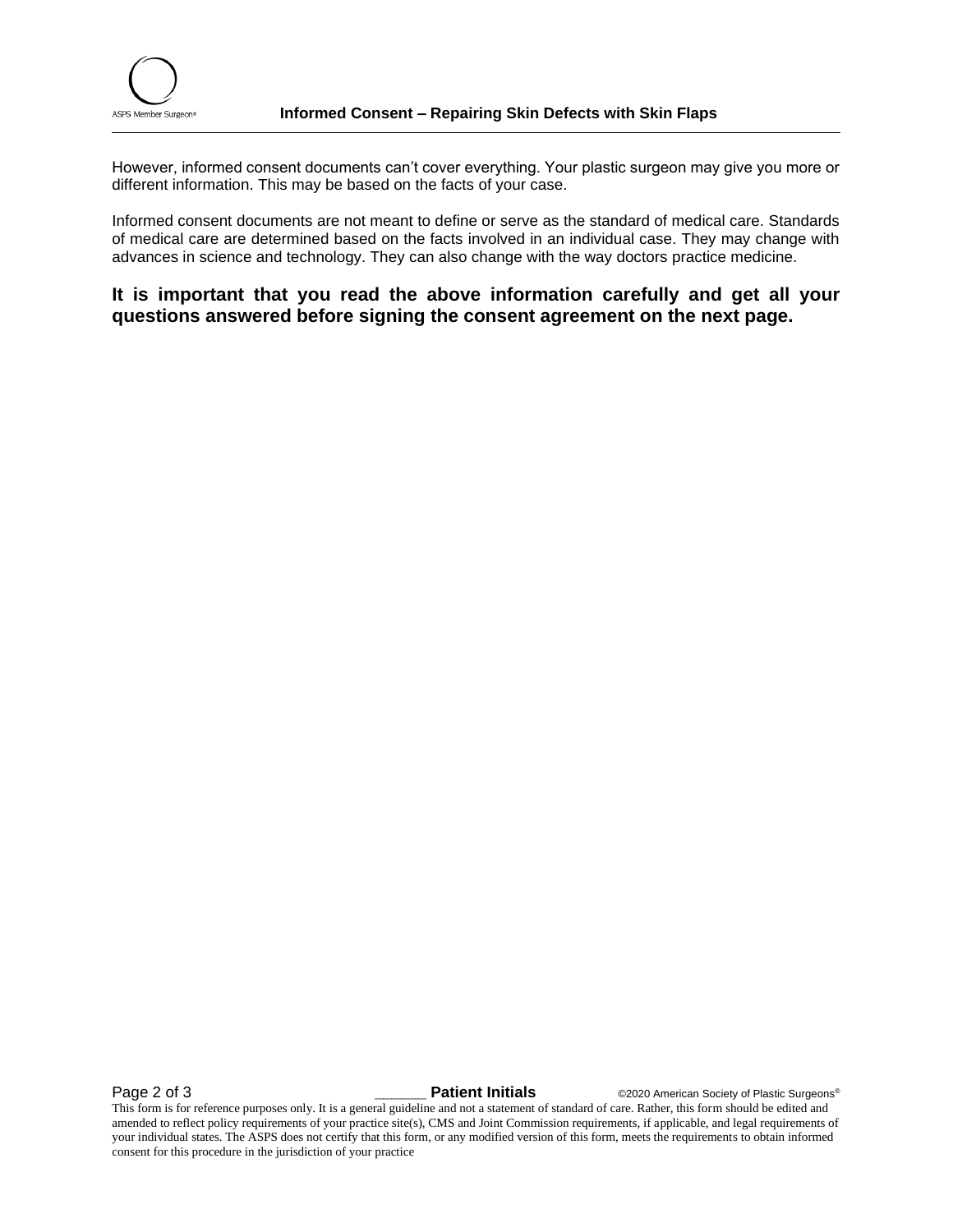However, informed consent documents can't cover everything. Your plastic surgeon may give you more or different information. This may be based on the facts of your case.

Informed consent documents are not meant to define or serve as the standard of medical care. Standards of medical care are determined based on the facts involved in an individual case. They may change with advances in science and technology. They can also change with the way doctors practice medicine.

**It is important that you read the above information carefully and get all your questions answered before signing the consent agreement on the next page.**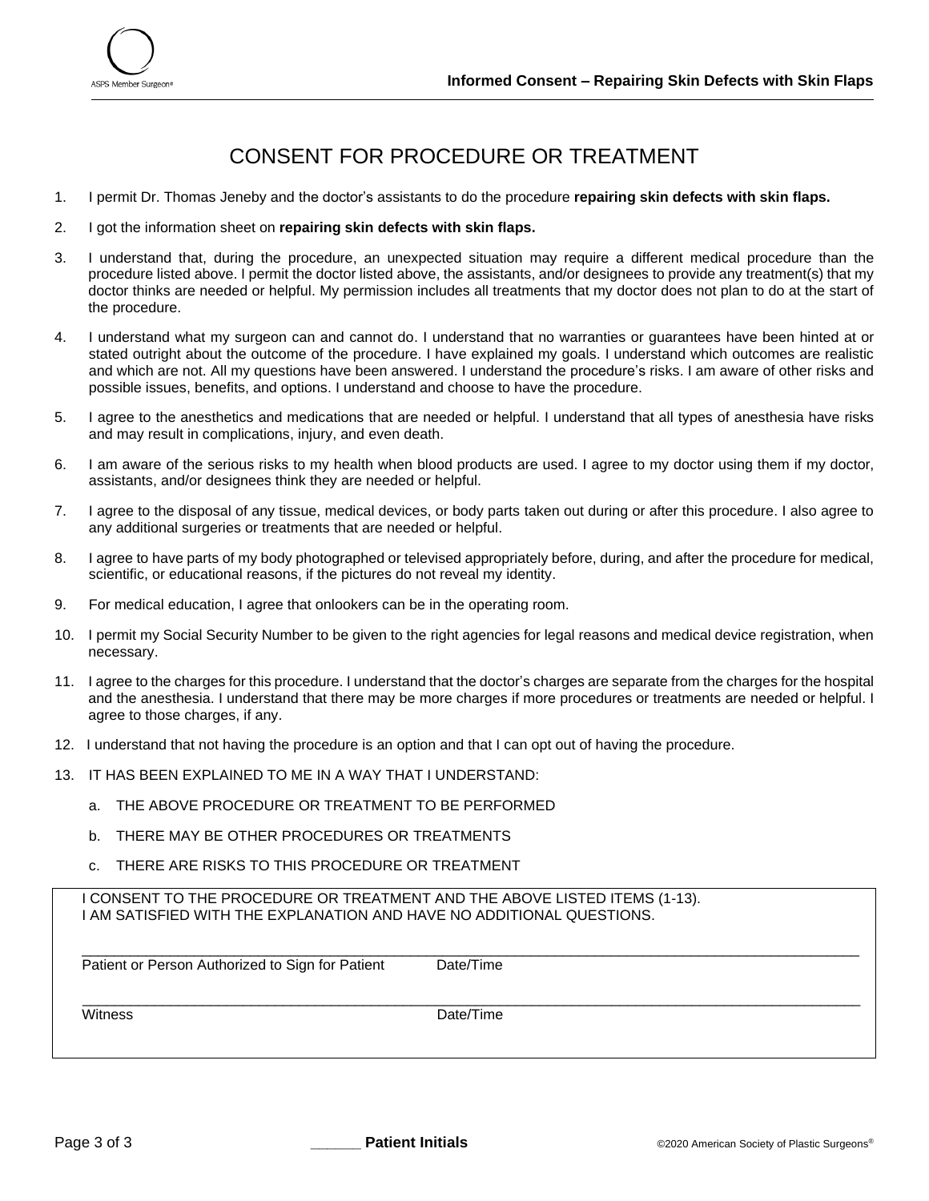# CONSENT FOR PROCEDURE OR TREATMENT

1. I permit Dr. Thomas Jeneby and the doctor's assistants to do the procedure **repairing skin defects with skin flaps.**

2. I got the information sheet on **repairing skin defects with skin flaps.**

3. I understand that, during the procedure, an unexpected situation may require a different medical procedure than the procedure listed above. I permit the doctor listed above, the assistants, and/or designees to provide any treatment(s) that my doctor thinks are needed or helpful. My permission includes all treatments that my doctor does not plan to do at the start of the procedure.

4. I understand what my surgeon can and cannot do. I understand that no warranties or guarantees have been hinted at or stated outright about the outcome of the procedure. I have explained my goals. I understand which outcomes are realistic and which are not. All my questions have been answered. I understand the procedure's risks. I am aware of other risks and possible issues, benefits, and options. I understand and choose to have the procedure.

5. I agree to the anesthetics and medications that are needed or helpful. I understand that all types of anesthesia have risks and may result in complications, injury, and even death.

6. I am aware of the serious risks to my health when blood products are used. I agree to my doctor using them if my doctor, assistants, and/or designees think they are needed or helpful.

7. I agree to the disposal of any tissue, medical devices, or body parts taken out during or after this procedure. I also agree to any additional surgeries or treatments that are needed or helpful.

8. I agree to have parts of my body photographed or televised appropriately before, during, and after the procedure for medical, scientific, or educational reasons, if the pictures do not reveal my identity.

9. For medical education, I agree that onlookers can be in the operating room.

10. I permit my Social Security Number to be given to the right agencies for legal reasons and medical device registration, when necessary.

11. I agree to the charges for this procedure. I understand that the doctor's charges are separate from the charges for the hospital and the anesthesia. I understand that there may be more charges if more procedures or treatments are needed or helpful. I agree to those charges, if any.

12. I understand that not having the procedure is an option and that I can opt out of having the procedure.

13. IT HAS BEEN EXPLAINED TO ME IN A WAY THAT I UNDERSTAND:

    a. THE ABOVE PROCEDURE OR TREATMENT TO BE PERFORMED

    b. THERE MAY BE OTHER PROCEDURES OR TREATMENTS

    c. THERE ARE RISKS TO THIS PROCEDURE OR TREATMENT

I CONSENT TO THE PROCEDURE OR TREATMENT AND THE ABOVE LISTED ITEMS (1-13).
I AM SATISFIED WITH THE EXPLANATION AND HAVE NO ADDITIONAL QUESTIONS.

_______________________________________________________________

Patient or Person Authorized to Sign for Patient Date/Time

_______________________________________________________________

Witness Date/Time

______ **Patient Initials**